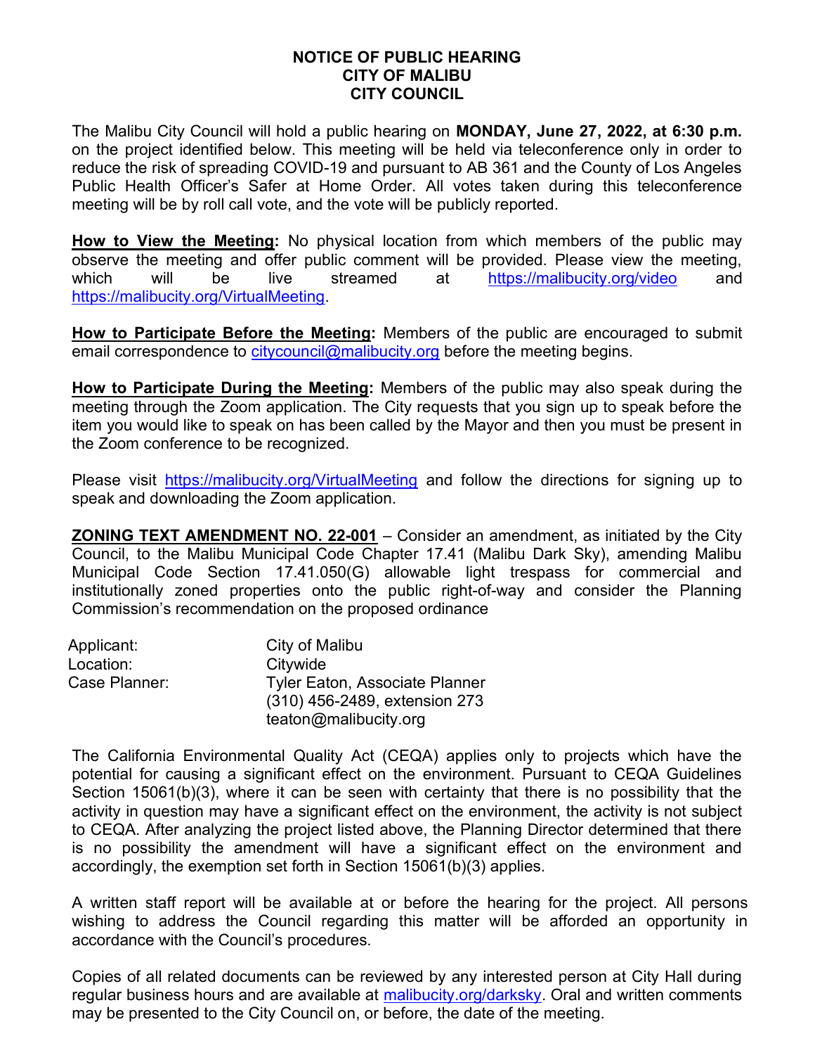# NOTICE OF PUBLIC HEARING
# CITY OF MALIBU
# CITY COUNCIL

The Malibu City Council will hold a public hearing on **MONDAY, June 27, 2022, at 6:30 p.m.** on the project identified below. This meeting will be held via teleconference only in order to reduce the risk of spreading COVID-19 and pursuant to AB 361 and the County of Los Angeles Public Health Officer's Safer at Home Order. All votes taken during this teleconference meeting will be by roll call vote, and the vote will be publicly reported.

**How to View the Meeting:** No physical location from which members of the public may observe the meeting and offer public comment will be provided. Please view the meeting, which will be live streamed at https://malibucity.org/video and https://malibucity.org/VirtualMeeting.

**How to Participate Before the Meeting:** Members of the public are encouraged to submit email correspondence to citycouncil@malibucity.org before the meeting begins.

**How to Participate During the Meeting:** Members of the public may also speak during the meeting through the Zoom application. The City requests that you sign up to speak before the item you would like to speak on has been called by the Mayor and then you must be present in the Zoom conference to be recognized.

Please visit https://malibucity.org/VirtualMeeting and follow the directions for signing up to speak and downloading the Zoom application.

**ZONING TEXT AMENDMENT NO. 22-001** – Consider an amendment, as initiated by the City Council, to the Malibu Municipal Code Chapter 17.41 (Malibu Dark Sky), amending Malibu Municipal Code Section 17.41.050(G) allowable light trespass for commercial and institutionally zoned properties onto the public right-of-way and consider the Planning Commission's recommendation on the proposed ordinance

| | |
|---|---|
| Applicant: | City of Malibu |
| Location: | Citywide |
| Case Planner: | Tyler Eaton, Associate Planner<br>(310) 456-2489, extension 273<br>teaton@malibucity.org |

The California Environmental Quality Act (CEQA) applies only to projects which have the potential for causing a significant effect on the environment. Pursuant to CEQA Guidelines Section 15061(b)(3), where it can be seen with certainty that there is no possibility that the activity in question may have a significant effect on the environment, the activity is not subject to CEQA. After analyzing the project listed above, the Planning Director determined that there is no possibility the amendment will have a significant effect on the environment and accordingly, the exemption set forth in Section 15061(b)(3) applies.

A written staff report will be available at or before the hearing for the project. All persons wishing to address the Council regarding this matter will be afforded an opportunity in accordance with the Council's procedures.

Copies of all related documents can be reviewed by any interested person at City Hall during regular business hours and are available at malibucity.org/darksky. Oral and written comments may be presented to the City Council on, or before, the date of the meeting.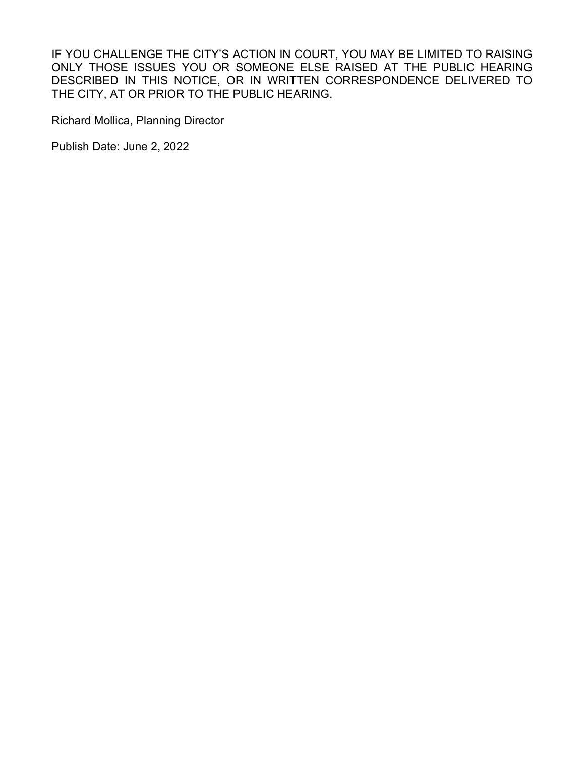IF YOU CHALLENGE THE CITY'S ACTION IN COURT, YOU MAY BE LIMITED TO RAISING ONLY THOSE ISSUES YOU OR SOMEONE ELSE RAISED AT THE PUBLIC HEARING DESCRIBED IN THIS NOTICE, OR IN WRITTEN CORRESPONDENCE DELIVERED TO THE CITY, AT OR PRIOR TO THE PUBLIC HEARING.

Richard Mollica, Planning Director

Publish Date: June 2, 2022